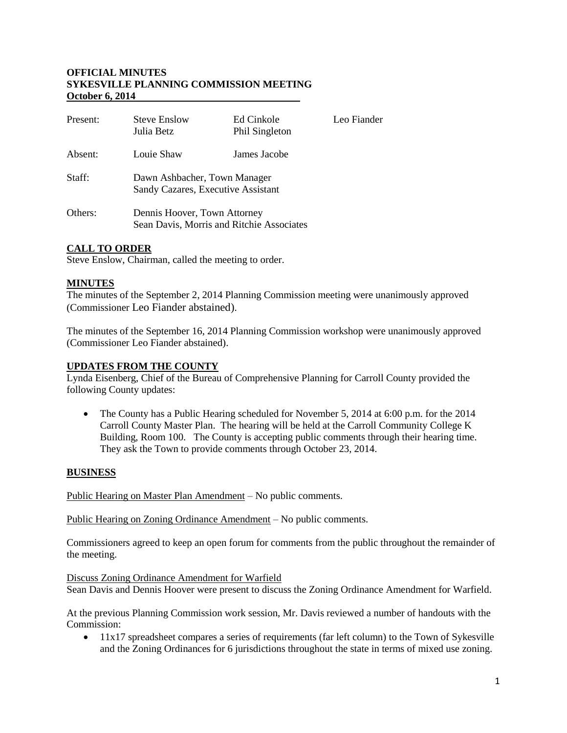**OFFICIAL MINUTES**
**SYKESVILLE PLANNING COMMISSION MEETING**
**October 6, 2014**

| | | | |
|---|---|---|---|
| Present: | Steve Enslow<br>Julia Betz | Ed Cinkole<br>Phil Singleton | Leo Fiander |
| Absent: | Louie Shaw | James Jacobe | |
| Staff: | Dawn Ashbacher, Town Manager<br>Sandy Cazares, Executive Assistant | | |
| Others: | Dennis Hoover, Town Attorney<br>Sean Davis, Morris and Ritchie Associates | | |

## CALL TO ORDER

Steve Enslow, Chairman, called the meeting to order.

## MINUTES

The minutes of the September 2, 2014 Planning Commission meeting were unanimously approved (Commissioner Leo Fiander abstained).

The minutes of the September 16, 2014 Planning Commission workshop were unanimously approved (Commissioner Leo Fiander abstained).

## UPDATES FROM THE COUNTY

Lynda Eisenberg, Chief of the Bureau of Comprehensive Planning for Carroll County provided the following County updates:

- The County has a Public Hearing scheduled for November 5, 2014 at 6:00 p.m. for the 2014 Carroll County Master Plan. The hearing will be held at the Carroll Community College K Building, Room 100. The County is accepting public comments through their hearing time. They ask the Town to provide comments through October 23, 2014.

## BUSINESS

Public Hearing on Master Plan Amendment – No public comments.

Public Hearing on Zoning Ordinance Amendment – No public comments.

Commissioners agreed to keep an open forum for comments from the public throughout the remainder of the meeting.

Discuss Zoning Ordinance Amendment for Warfield

Sean Davis and Dennis Hoover were present to discuss the Zoning Ordinance Amendment for Warfield.

At the previous Planning Commission work session, Mr. Davis reviewed a number of handouts with the Commission:

- 11x17 spreadsheet compares a series of requirements (far left column) to the Town of Sykesville and the Zoning Ordinances for 6 jurisdictions throughout the state in terms of mixed use zoning.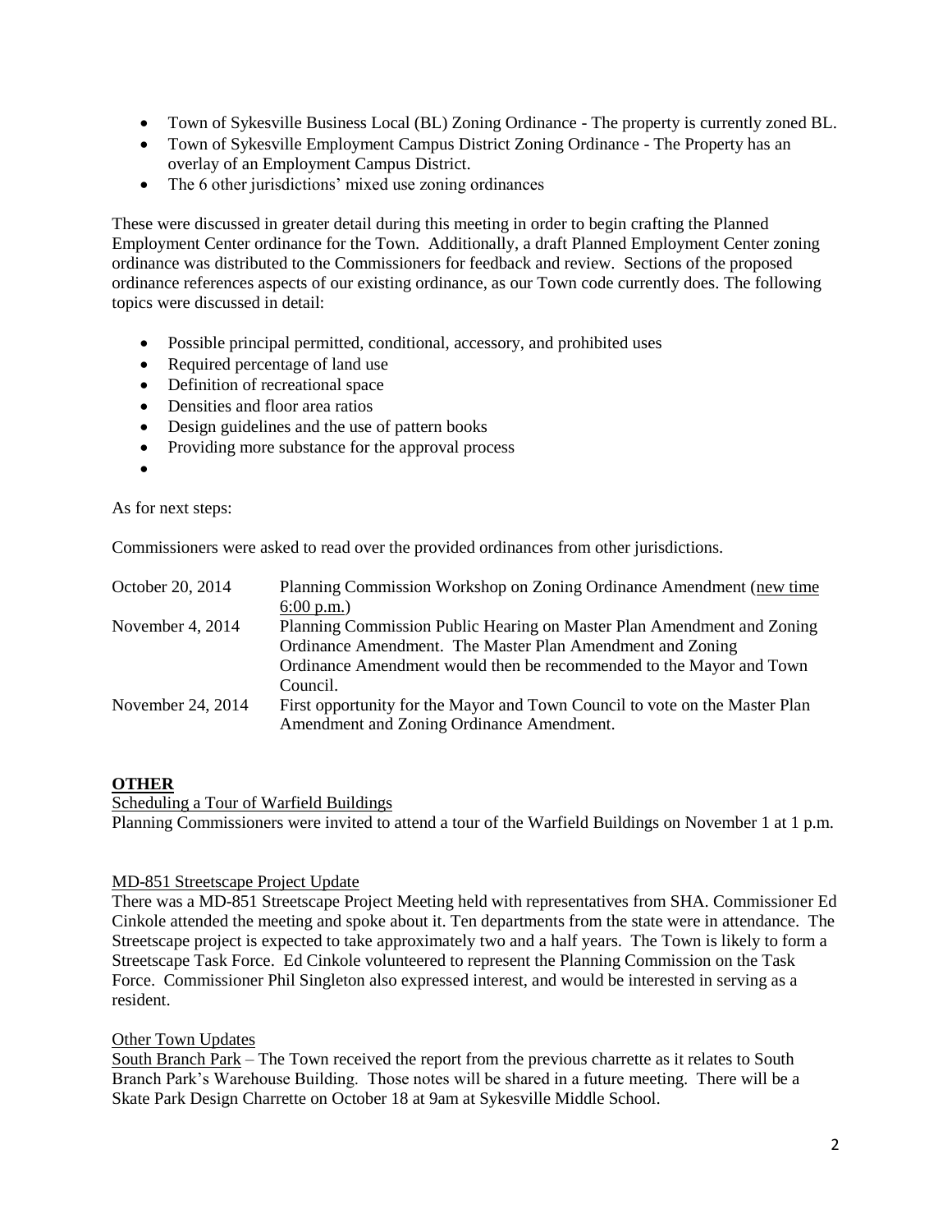- Town of Sykesville Business Local (BL) Zoning Ordinance - The property is currently zoned BL.
- Town of Sykesville Employment Campus District Zoning Ordinance - The Property has an overlay of an Employment Campus District.
- The 6 other jurisdictions' mixed use zoning ordinances

These were discussed in greater detail during this meeting in order to begin crafting the Planned Employment Center ordinance for the Town. Additionally, a draft Planned Employment Center zoning ordinance was distributed to the Commissioners for feedback and review. Sections of the proposed ordinance references aspects of our existing ordinance, as our Town code currently does. The following topics were discussed in detail:

- Possible principal permitted, conditional, accessory, and prohibited uses
- Required percentage of land use
- Definition of recreational space
- Densities and floor area ratios
- Design guidelines and the use of pattern books
- Providing more substance for the approval process
- 

As for next steps:

Commissioners were asked to read over the provided ordinances from other jurisdictions.

| | |
|---|---|
| October 20, 2014 | Planning Commission Workshop on Zoning Ordinance Amendment (new time 6:00 p.m.) |
| November 4, 2014 | Planning Commission Public Hearing on Master Plan Amendment and Zoning Ordinance Amendment. The Master Plan Amendment and Zoning Ordinance Amendment would then be recommended to the Mayor and Town Council. |
| November 24, 2014 | First opportunity for the Mayor and Town Council to vote on the Master Plan Amendment and Zoning Ordinance Amendment. |

## OTHER

Scheduling a Tour of Warfield Buildings

Planning Commissioners were invited to attend a tour of the Warfield Buildings on November 1 at 1 p.m.

MD-851 Streetscape Project Update

There was a MD-851 Streetscape Project Meeting held with representatives from SHA. Commissioner Ed Cinkole attended the meeting and spoke about it. Ten departments from the state were in attendance. The Streetscape project is expected to take approximately two and a half years. The Town is likely to form a Streetscape Task Force. Ed Cinkole volunteered to represent the Planning Commission on the Task Force. Commissioner Phil Singleton also expressed interest, and would be interested in serving as a resident.

Other Town Updates

South Branch Park – The Town received the report from the previous charrette as it relates to South Branch Park's Warehouse Building. Those notes will be shared in a future meeting. There will be a Skate Park Design Charrette on October 18 at 9am at Sykesville Middle School.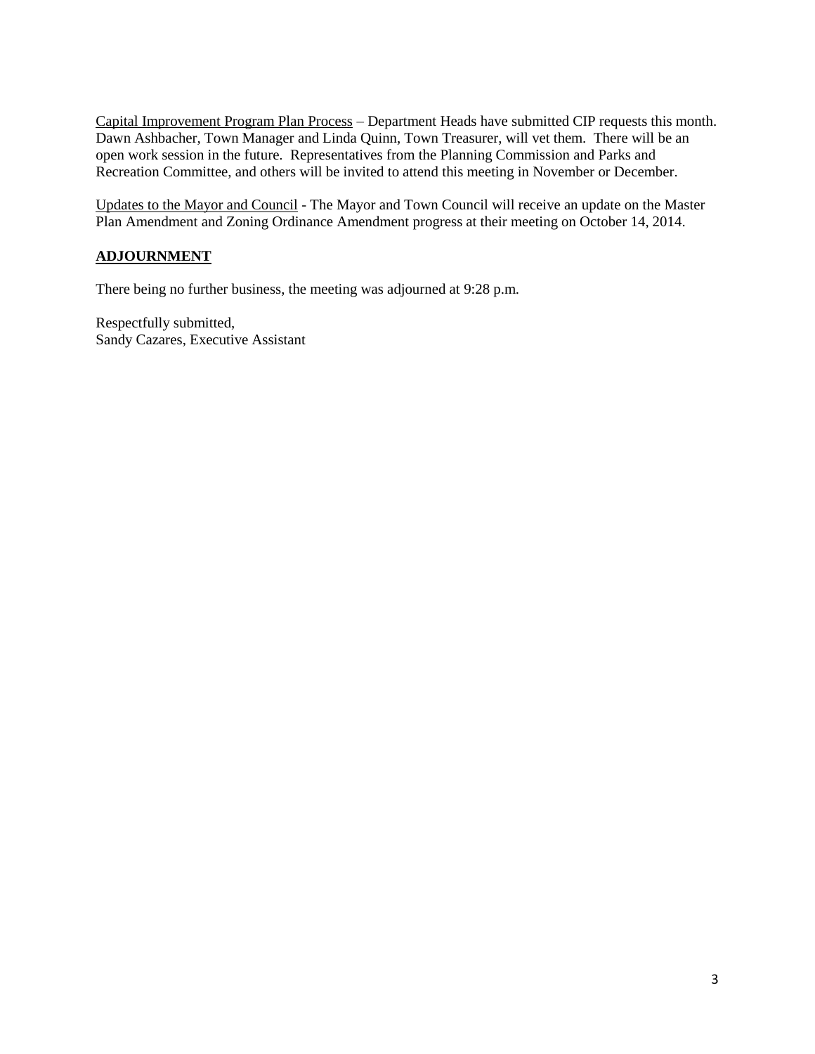Capital Improvement Program Plan Process – Department Heads have submitted CIP requests this month. Dawn Ashbacher, Town Manager and Linda Quinn, Town Treasurer, will vet them. There will be an open work session in the future. Representatives from the Planning Commission and Parks and Recreation Committee, and others will be invited to attend this meeting in November or December.

Updates to the Mayor and Council - The Mayor and Town Council will receive an update on the Master Plan Amendment and Zoning Ordinance Amendment progress at their meeting on October 14, 2014.

## ADJOURNMENT

There being no further business, the meeting was adjourned at 9:28 p.m.

Respectfully submitted,
Sandy Cazares, Executive Assistant